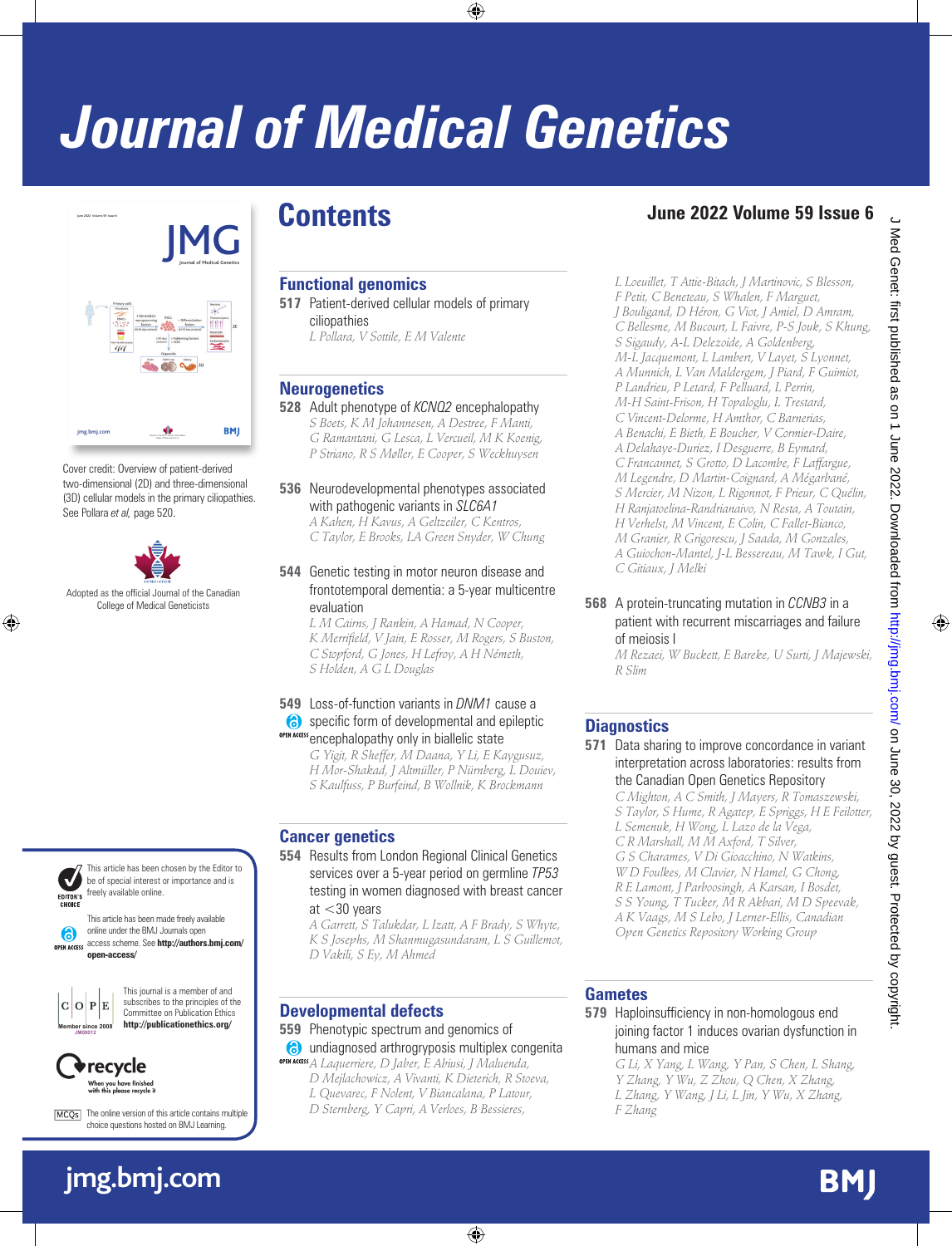# Journal of Medical Genetics

## Contents

**June 2022 Volume 59 Issue 6**

Cover credit: Overview of patient-derived two-dimensional (2D) and three-dimensional (3D) cellular models in the primary ciliopathies. See Pollara *et al*, page 520.

Adopted as the official Journal of the Canadian College of Medical Geneticists

### Functional genomics

**517** Patient-derived cellular models of primary ciliopathies
*L Pollara, V Sottile, E M Valente*

### Neurogenetics

**528** Adult phenotype of *KCNQ2* encephalopathy
*S Boets, K M Johannesen, A Destree, F Manti, G Ramantani, G Lesca, L Vercueil, M K Koenig, P Striano, R S Møller, E Cooper, S Weckhuysen*

**536** Neurodevelopmental phenotypes associated with pathogenic variants in *SLC6A1*
*A Kahen, H Kavus, A Geltzeiler, C Kentros, C Taylor, E Brooks, LA Green Snyder, W Chung*

**544** Genetic testing in motor neuron disease and frontotemporal dementia: a 5-year multicentre evaluation
*L M Cairns, J Rankin, A Hamad, N Cooper, K Merrifield, V Jain, E Rosser, M Rogers, S Buston, C Stopford, G Jones, H Lefroy, A H Németh, S Holden, A G L Douglas*

**549** Loss-of-function variants in *DNM1* cause a specific form of developmental and epileptic encephalopathy only in biallelic state (OPEN ACCESS)
*G Yigit, R Sheffer, M Daana, Y Li, E Kaygusuz, H Mor-Shakad, J Altmüller, P Nürnberg, L Douiev, S Kaulfuss, P Burfeind, B Wollnik, K Brockmann*

### Cancer genetics

**554** Results from London Regional Clinical Genetics services over a 5-year period on germline *TP53* testing in women diagnosed with breast cancer at <30 years
*A Garrett, S Talukdar, L Izatt, A F Brady, S Whyte, K S Josephs, M Shanmugasundaram, L S Guillemot, D Vakili, S Ey, M Ahmed*

### Developmental defects

**559** Phenotype spectrum and genomics of undiagnosed arthrogryposis multiplex congenita (OPEN ACCESS)
*A Laquerriere, D Jaber, E Abiusi, J Maluenda, D Mejlachowicz, A Vivanti, K Dieterich, R Stoeva, L Quevarec, F Nolent, V Biancalana, P Latour, D Sternberg, Y Capri, A Verloes, B Bessieres, L Loeuillet, T Attie-Bitach, J Martinovic, S Blesson, F Petit, C Beneteau, S Whalen, F Marguet, J Bouligand, D Héron, G Viot, J Amiel, D Amram, C Bellesme, M Bucourt, L Faivre, P-S Jouk, S Khung, S Sigaudy, A-L Delezoide, A Goldenberg, M-L Jacquemont, L Lambert, V Layet, S Lyonnet, A Munnich, L Van Maldergem, J Piard, F Guimiot, P Landrieu, P Letard, F Pelluard, L Perrin, M-H Saint-Frison, H Topaloglu, L Trestard, C Vincent-Delorme, H Amthor, C Barnerias, A Benachi, E Bieth, E Boucher, V Cormier-Daire, A Delahaye-Duriez, I Desguerre, B Eymard, C Francannet, S Grotto, D Lacombe, F Laffargue, M Legendre, D Martin-Coignard, A Mégarbané, S Mercier, M Nizon, L Rigonnot, F Prieur, C Quélin, H Ranjatoelina-Randrianaivo, N Resta, A Toutain, H Verhelst, M Vincent, E Colin, C Fallet-Bianco, M Granier, R Grigorescu, J Saada, M Gonzales, A Guiochon-Mantel, J-L Bessereau, M Tawk, I Gut, C Gitiaux, J Melki*

**568** A protein-truncating mutation in *CCNB3* in a patient with recurrent miscarriages and failure of meiosis I
*M Rezaei, W Buckett, E Bareke, U Surti, J Majewski, R Slim*

### Diagnostics

**571** Data sharing to improve concordance in variant interpretation across laboratories: results from the Canadian Open Genetics Repository
*C Mighton, A C Smith, J Mayers, R Tomaszewski, S Taylor, S Hume, R Agatep, E Spriggs, H E Feilotter, L Semenuk, H Wong, L Lazo de la Vega, C R Marshall, M M Axford, T Silver, G S Charames, V Di Gioacchino, N Watkins, W D Foulkes, M Clavier, N Hamel, G Chong, R E Lamont, J Parboosingh, A Karsan, I Bosdet, S S Young, T Tucker, M R Akbari, M D Speevak, A K Vaags, M S Lebo, J Lerner-Ellis, Canadian Open Genetics Repository Working Group*

### Gametes

**579** Haploinsufficiency in non-homologous end joining factor 1 induces ovarian dysfunction in humans and mice
*G Li, X Yang, L Wang, Y Pan, S Chen, L Shang, Y Zhang, Y Wu, Z Zhou, Q Chen, X Zhang, L Zhang, Y Wang, J Li, L Jin, Y Wu, X Zhang, F Zhang*

---

EDITOR'S CHOICE: This article has been chosen by the Editor to be of special interest or importance and is freely available online.

OPEN ACCESS: This article has been made freely available online under the BMJ Journals open access scheme. See **http://authors.bmj.com/open-access/**

COPE (Member since 2008, JM00012): This journal is a member of and subscribes to the principles of the Committee on Publication Ethics **http://publicationethics.org/**

recycle — When you have finished with this please recycle it

MCQs: The online version of this article contains multiple choice questions hosted on BMJ Learning.

jmg.bmj.com

BMJ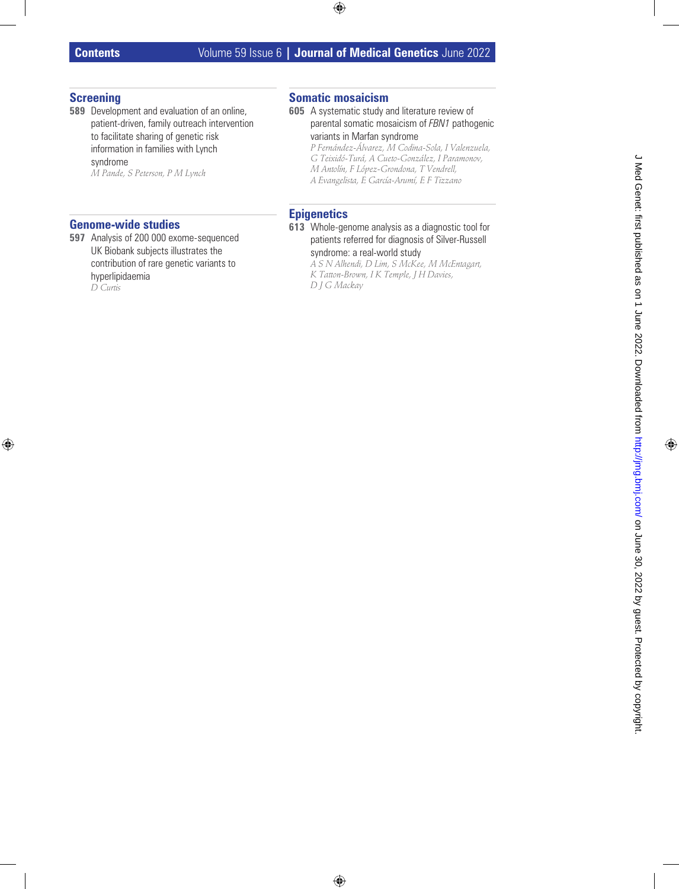## Screening

**589** Development and evaluation of an online, patient-driven, family outreach intervention to facilitate sharing of genetic risk information in families with Lynch syndrome

*M Pande, S Peterson, P M Lynch*

## Genome-wide studies

**597** Analysis of 200 000 exome-sequenced UK Biobank subjects illustrates the contribution of rare genetic variants to hyperlipidaemia

*D Curtis*

## Somatic mosaicism

**605** A systematic study and literature review of parental somatic mosaicism of *FBN1* pathogenic variants in Marfan syndrome

*P Fernández-Álvarez, M Codina-Sola, I Valenzuela, G Teixidó-Turà, A Cueto-González, I Paramonov, M Antolín, F López-Grondona, T Vendrell, A Evangelista, E García-Arumí, E F Tizzano*

## Epigenetics

**613** Whole-genome analysis as a diagnostic tool for patients referred for diagnosis of Silver-Russell syndrome: a real-world study

*A S N Alhendi, D Lim, S McKee, M McEntagart, K Tatton-Brown, I K Temple, J H Davies, D J G Mackay*